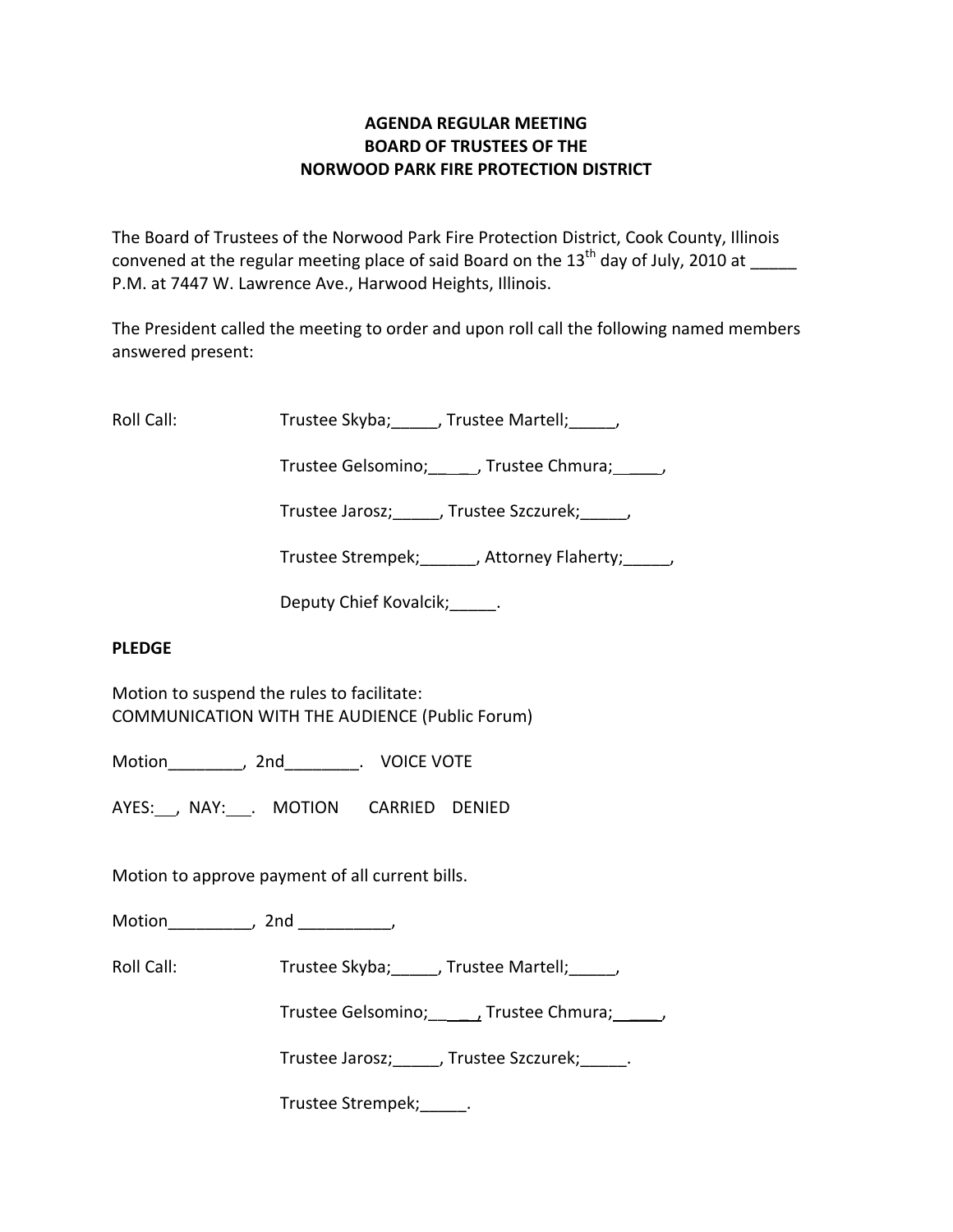**AGENDA REGULAR MEETING**
**BOARD OF TRUSTEES OF THE**
**NORWOOD PARK FIRE PROTECTION DISTRICT**

The Board of Trustees of the Norwood Park Fire Protection District, Cook County, Illinois convened at the regular meeting place of said Board on the 13th day of July, 2010 at _____ P.M. at 7447 W. Lawrence Ave., Harwood Heights, Illinois.

The President called the meeting to order and upon roll call the following named members answered present:

Roll Call: Trustee Skyba;_____, Trustee Martell;_____,

Trustee Gelsomino;_____, Trustee Chmura;_____,

Trustee Jarosz;_____, Trustee Szczurek;_____,

Trustee Strempek;______, Attorney Flaherty;_____,

Deputy Chief Kovalcik;_____.

**PLEDGE**

Motion to suspend the rules to facilitate:
COMMUNICATION WITH THE AUDIENCE (Public Forum)

Motion________, 2nd________. VOICE VOTE

AYES:__, NAY:___. MOTION CARRIED DENIED

Motion to approve payment of all current bills.

Motion_________, 2nd __________,

Roll Call: Trustee Skyba;_____, Trustee Martell;_____,

Trustee Gelsomino;_____, Trustee Chmura;_____,

Trustee Jarosz;_____, Trustee Szczurek;_____.

Trustee Strempek;_____.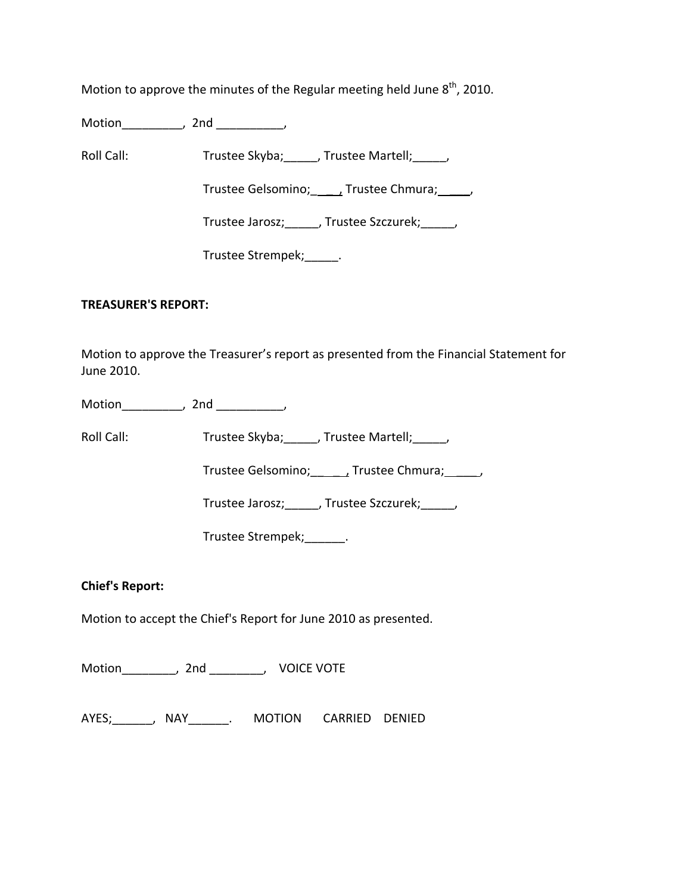Motion to approve the minutes of the Regular meeting held June 8th, 2010.

Motion_________, 2nd __________,

Roll Call: Trustee Skyba;_____, Trustee Martell;_____,

Trustee Gelsomino;_____, Trustee Chmura;_____,

Trustee Jarosz;_____, Trustee Szczurek;_____,

Trustee Strempek;_____.

**TREASURER'S REPORT:**

Motion to approve the Treasurer's report as presented from the Financial Statement for June 2010.

Motion_________, 2nd __________,

Roll Call: Trustee Skyba;_____, Trustee Martell;_____,

Trustee Gelsomino;_____, Trustee Chmura;_____,

Trustee Jarosz;_____, Trustee Szczurek;_____,

Trustee Strempek;______.

**Chief's Report:**

Motion to accept the Chief's Report for June 2010 as presented.

Motion________, 2nd ________, VOICE VOTE

AYES;______, NAY______. MOTION CARRIED DENIED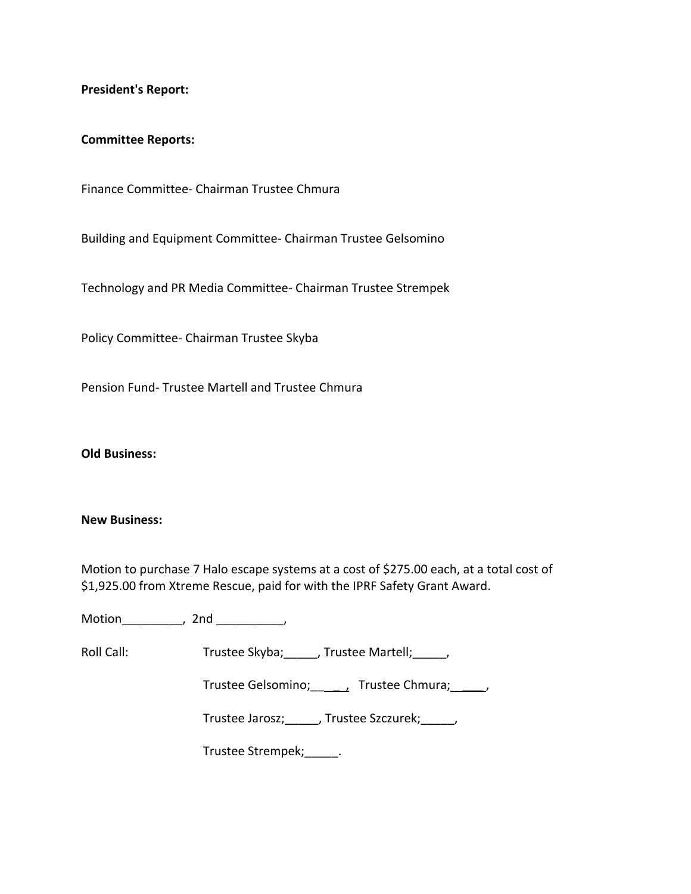**President's Report:**

**Committee Reports:**

Finance Committee- Chairman Trustee Chmura

Building and Equipment Committee- Chairman Trustee Gelsomino

Technology and PR Media Committee- Chairman Trustee Strempek

Policy Committee- Chairman Trustee Skyba

Pension Fund- Trustee Martell and Trustee Chmura

**Old Business:**

**New Business:**

Motion to purchase 7 Halo escape systems at a cost of $275.00 each, at a total cost of $1,925.00 from Xtreme Rescue, paid for with the IPRF Safety Grant Award.

Motion_________, 2nd __________,

Roll Call: Trustee Skyba;_____, Trustee Martell;_____,

Trustee Gelsomino;_____, Trustee Chmura;_____,

Trustee Jarosz;_____, Trustee Szczurek;_____,

Trustee Strempek;_____.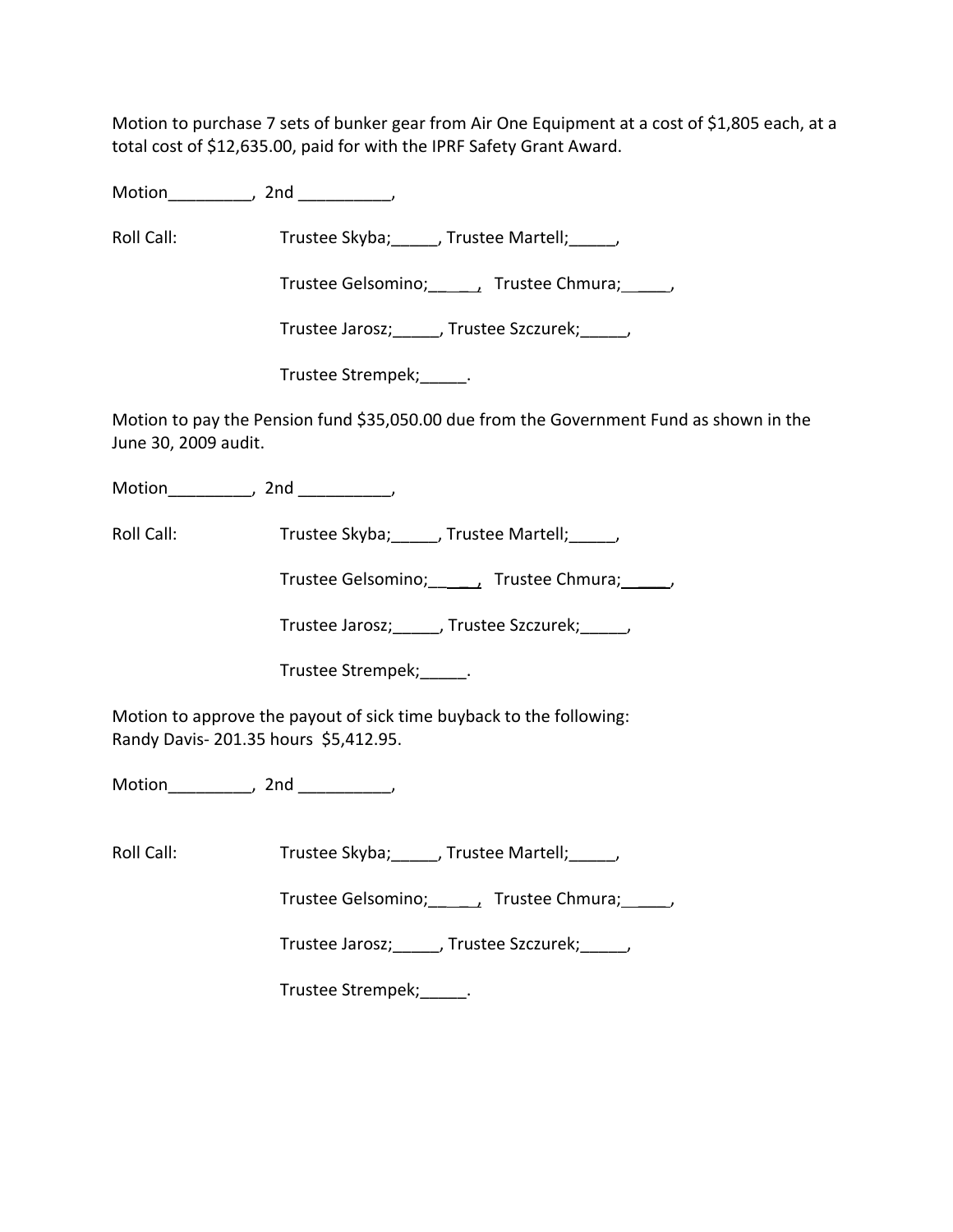Motion to purchase 7 sets of bunker gear from Air One Equipment at a cost of $1,805 each, at a total cost of $12,635.00, paid for with the IPRF Safety Grant Award.

Motion_________, 2nd __________,

Roll Call: Trustee Skyba;_____, Trustee Martell;_____,

Trustee Gelsomino;_____, Trustee Chmura;_____,

Trustee Jarosz;_____, Trustee Szczurek;_____,

Trustee Strempek;_____.

Motion to pay the Pension fund $35,050.00 due from the Government Fund as shown in the June 30, 2009 audit.

Motion_________, 2nd __________,

Roll Call: Trustee Skyba;_____, Trustee Martell;_____,

Trustee Gelsomino;_____, Trustee Chmura;_____,

Trustee Jarosz;_____, Trustee Szczurek;_____,

Trustee Strempek;_____.

Motion to approve the payout of sick time buyback to the following:
Randy Davis- 201.35 hours $5,412.95.

Motion_________, 2nd __________,

Roll Call: Trustee Skyba;_____, Trustee Martell;_____,

Trustee Gelsomino;_____, Trustee Chmura;_____,

Trustee Jarosz;_____, Trustee Szczurek;_____,

Trustee Strempek;_____.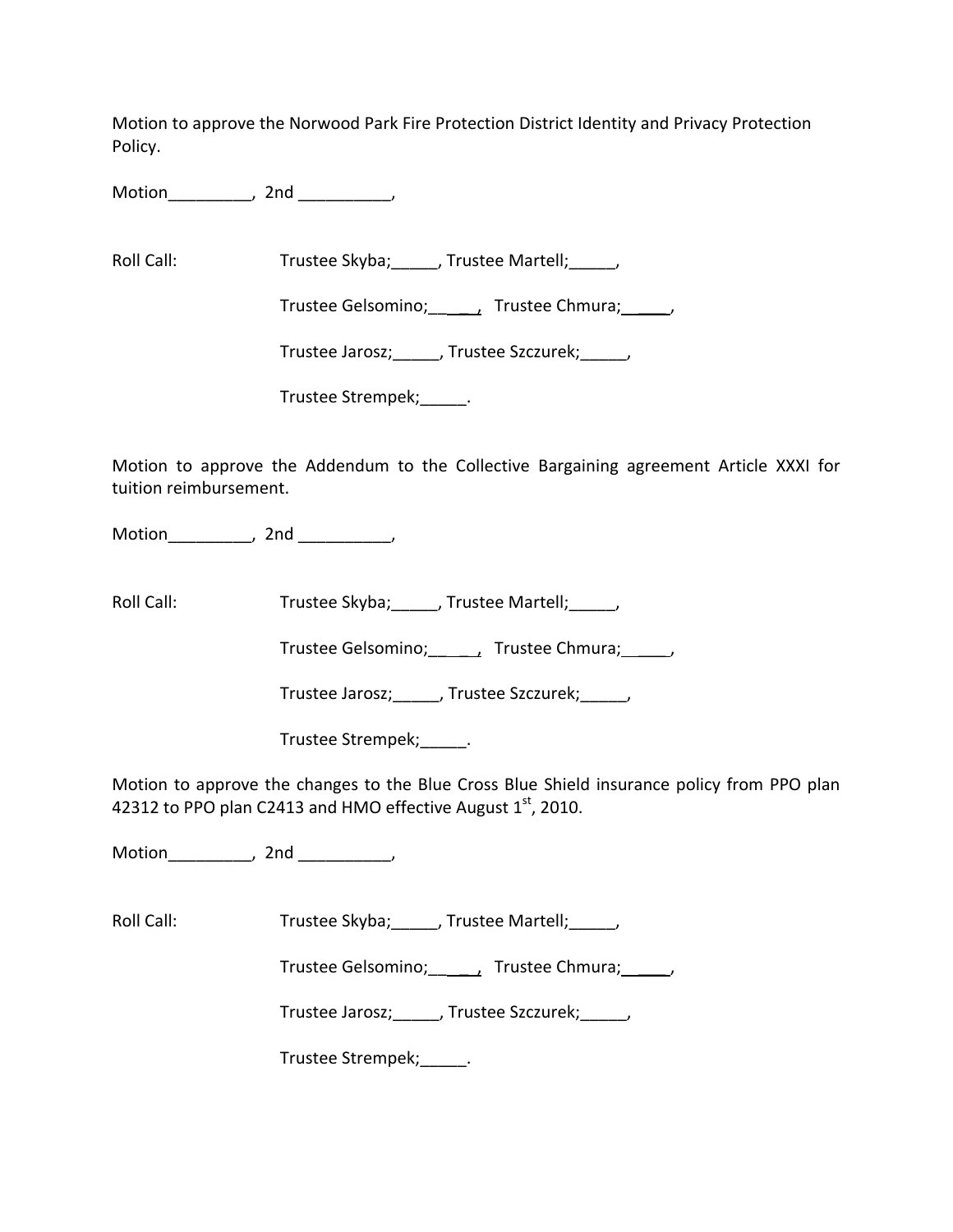Motion to approve the Norwood Park Fire Protection District Identity and Privacy Protection Policy.

Motion_________, 2nd __________,

Roll Call: Trustee Skyba;_____, Trustee Martell;_____,

Trustee Gelsomino;_____, Trustee Chmura;_____,

Trustee Jarosz;_____, Trustee Szczurek;_____,

Trustee Strempek;_____.

Motion to approve the Addendum to the Collective Bargaining agreement Article XXXI for tuition reimbursement.

Motion_________, 2nd __________,

Roll Call: Trustee Skyba;_____, Trustee Martell;_____,

Trustee Gelsomino;_____, Trustee Chmura;_____,

Trustee Jarosz;_____, Trustee Szczurek;_____,

Trustee Strempek;_____.

Motion to approve the changes to the Blue Cross Blue Shield insurance policy from PPO plan 42312 to PPO plan C2413 and HMO effective August 1st, 2010.

Motion_________, 2nd __________,

Roll Call: Trustee Skyba;_____, Trustee Martell;_____,

Trustee Gelsomino;_____, Trustee Chmura;_____,

Trustee Jarosz;_____, Trustee Szczurek;_____,

Trustee Strempek;_____.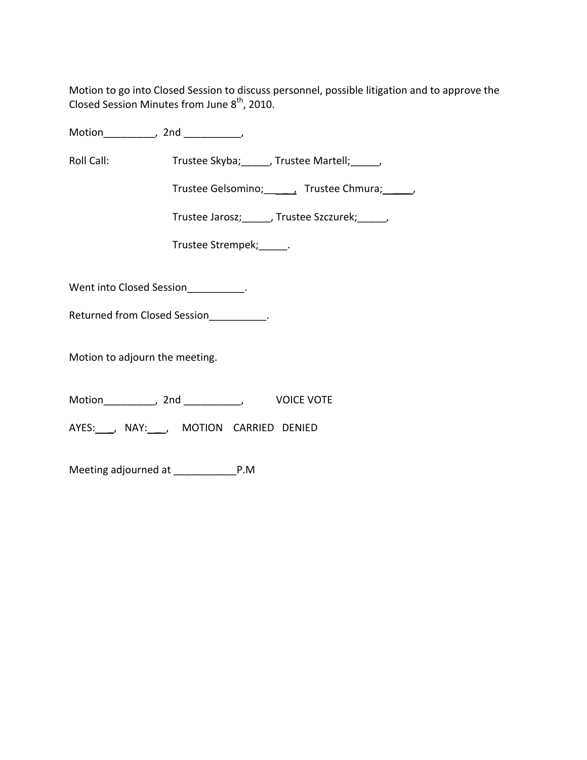Motion to go into Closed Session to discuss personnel, possible litigation and to approve the Closed Session Minutes from June 8th, 2010.

Motion_________, 2nd __________,

Roll Call: Trustee Skyba;_____, Trustee Martell;_____,

Trustee Gelsomino;_____, Trustee Chmura;_____,

Trustee Jarosz;_____, Trustee Szczurek;_____,

Trustee Strempek;_____.

Went into Closed Session__________.

Returned from Closed Session__________.

Motion to adjourn the meeting.

Motion_________, 2nd __________, VOICE VOTE

AYES:___, NAY:___, MOTION CARRIED DENIED

Meeting adjourned at ___________P.M